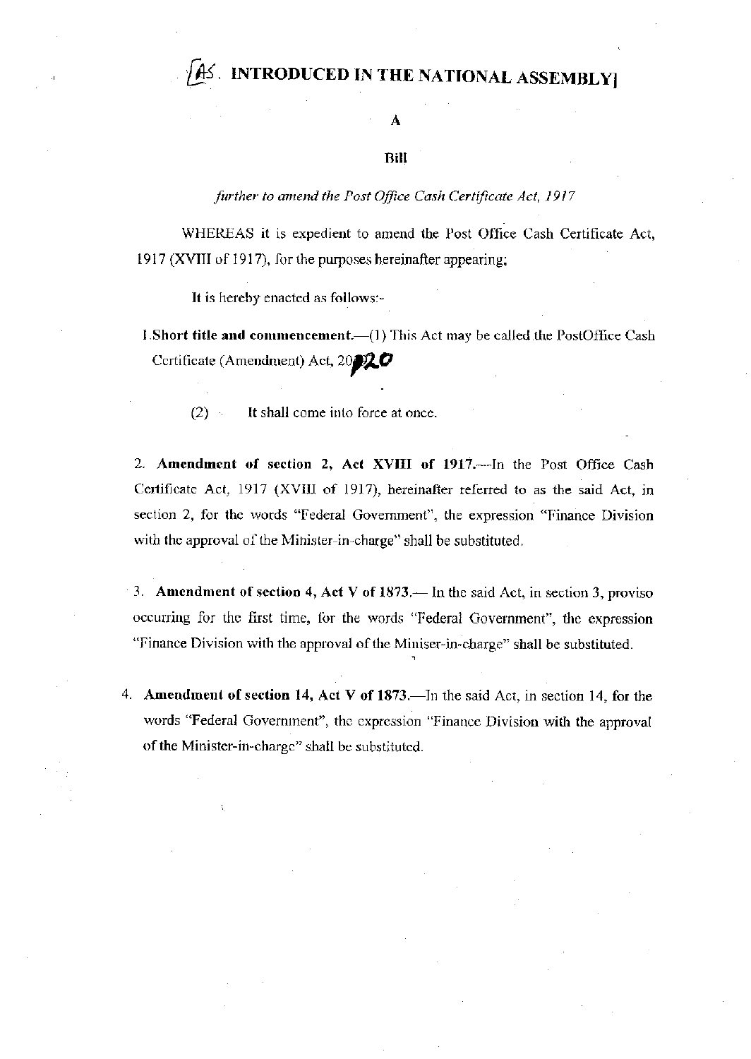# [AS. INTRODUCED IN THE NATIONAL ASSEMBLY]

A

**Bill**

*further to amend the Post Office Cash Certificate Act, 1917*

WHEREAS it is expedient to amend the Post Office Cash Certificate Act, 1917 (XVIII of 1917), for the purposes hereinafter appearing;

It is hereby enacted as follows:-

1. **Short title and commencement.**—(1) This Act may be called the PostOffice Cash Certificate (Amendment) Act, 2020

   (2) It shall come into force at once.

2. **Amendment of section 2, Act XVIII of 1917.**—In the Post Office Cash Certificate Act, 1917 (XVIII of 1917), hereinafter referred to as the said Act, in section 2, for the words "Federal Government", the expression "Finance Division with the approval of the Minister-in-charge" shall be substituted.

3. **Amendment of section 4, Act V of 1873.**— In the said Act, in section 3, proviso occurring for the first time, for the words "Federal Government", the expression "Finance Division with the approval of the Miniser-in-charge" shall be substituted.

4. **Amendment of section 14, Act V of 1873.**—In the said Act, in section 14, for the words "Federal Government", the expression "Finance Division with the approval of the Minister-in-charge" shall be substituted.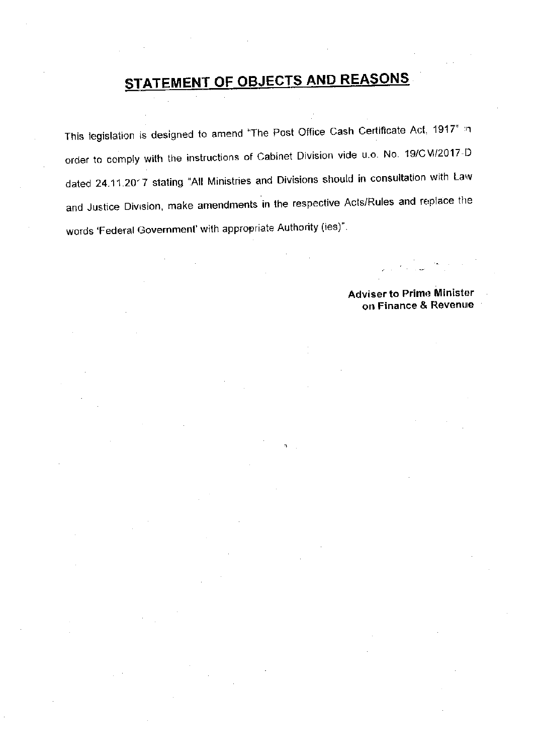# STATEMENT OF OBJECTS AND REASONS

This legislation is designed to amend "The Post Office Cash Certificate Act, 1917" in order to comply with the instructions of Cabinet Division vide u.o. No. 19/CW/2017-D dated 24.11.2017 stating "All Ministries and Divisions should in consultation with Law and Justice Division, make amendments in the respective Acts/Rules and replace the words 'Federal Government' with appropriate Authority (ies)".

**Adviser to Prime Minister**
**on Finance & Revenue**